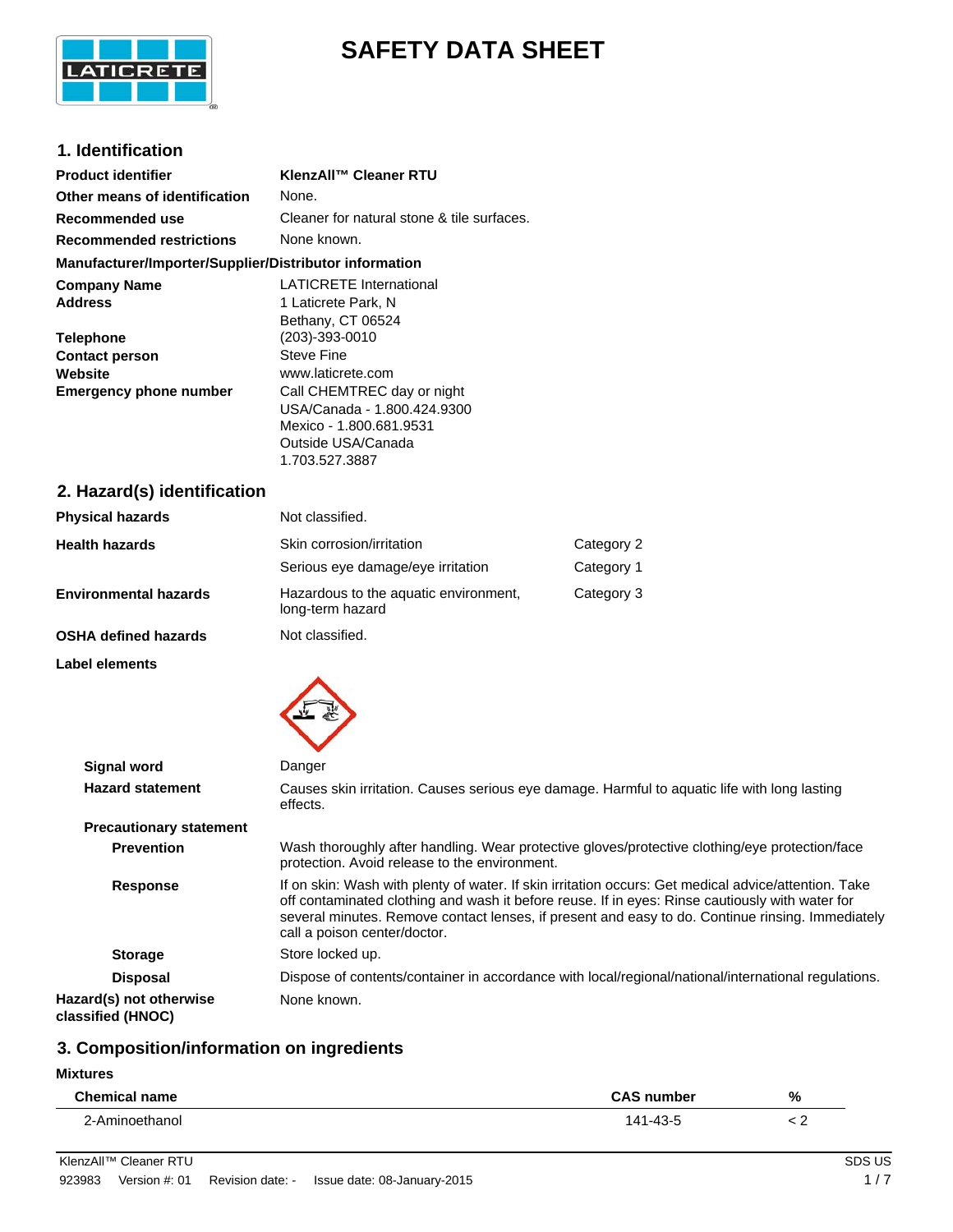# SAFETY DATA SHEET

## 1. Identification

| | |
|---|---|
| **Product identifier** | **KlenzAll™ Cleaner RTU** |
| **Other means of identification** | None. |
| **Recommended use** | Cleaner for natural stone & tile surfaces. |
| **Recommended restrictions** | None known. |

**Manufacturer/Importer/Supplier/Distributor information**

| | |
|---|---|
| **Company Name** | LATICRETE International |
| **Address** | 1 Laticrete Park, N<br>Bethany, CT 06524 |
| **Telephone** | (203)-393-0010 |
| **Contact person** | Steve Fine |
| **Website** | www.laticrete.com |
| **Emergency phone number** | Call CHEMTREC day or night<br>USA/Canada - 1.800.424.9300<br>Mexico - 1.800.681.9531<br>Outside USA/Canada<br>1.703.527.3887 |

## 2. Hazard(s) identification

| | | |
|---|---|---|
| **Physical hazards** | Not classified. | |
| **Health hazards** | Skin corrosion/irritation | Category 2 |
| | Serious eye damage/eye irritation | Category 1 |
| **Environmental hazards** | Hazardous to the aquatic environment, long-term hazard | Category 3 |
| **OSHA defined hazards** | Not classified. | |

**Label elements**

**Signal word** Danger

**Hazard statement** Causes skin irritation. Causes serious eye damage. Harmful to aquatic life with long lasting effects.

**Precautionary statement**

**Prevention** Wash thoroughly after handling. Wear protective gloves/protective clothing/eye protection/face protection. Avoid release to the environment.

**Response** If on skin: Wash with plenty of water. If skin irritation occurs: Get medical advice/attention. Take off contaminated clothing and wash it before reuse. If in eyes: Rinse cautiously with water for several minutes. Remove contact lenses, if present and easy to do. Continue rinsing. Immediately call a poison center/doctor.

**Storage** Store locked up.

**Disposal** Dispose of contents/container in accordance with local/regional/national/international regulations.

**Hazard(s) not otherwise classified (HNOC)** None known.

## 3. Composition/information on ingredients

**Mixtures**

| Chemical name | CAS number | % |
|---|---|---|
| 2-Aminoethanol | 141-43-5 | < 2 |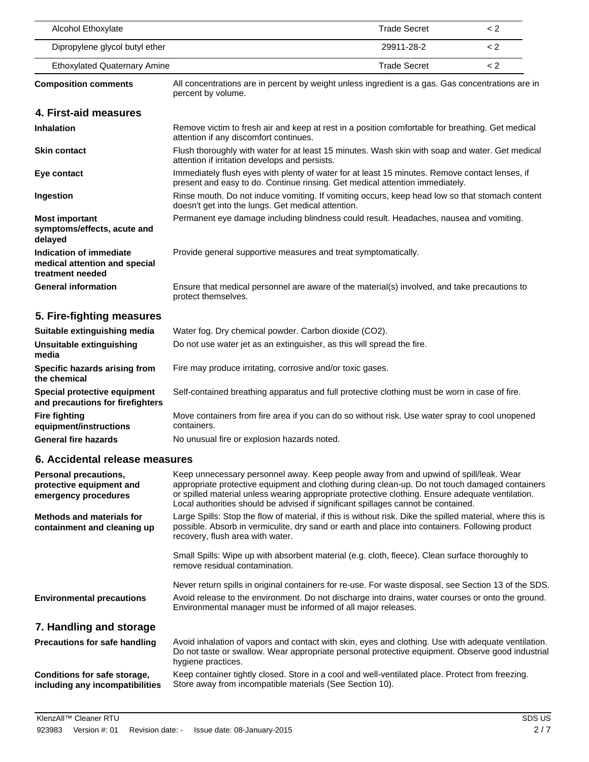| Alcohol Ethoxylate | Trade Secret | < 2 |
| --- | --- | --- |
| Dipropylene glycol butyl ether | 29911-28-2 | < 2 |
| Ethoxylated Quaternary Amine | Trade Secret | < 2 |

**Composition comments** All concentrations are in percent by weight unless ingredient is a gas. Gas concentrations are in percent by volume.

## 4. First-aid measures

**Inhalation** Remove victim to fresh air and keep at rest in a position comfortable for breathing. Get medical attention if any discomfort continues.

**Skin contact** Flush thoroughly with water for at least 15 minutes. Wash skin with soap and water. Get medical attention if irritation develops and persists.

**Eye contact** Immediately flush eyes with plenty of water for at least 15 minutes. Remove contact lenses, if present and easy to do. Continue rinsing. Get medical attention immediately.

**Ingestion** Rinse mouth. Do not induce vomiting. If vomiting occurs, keep head low so that stomach content doesn't get into the lungs. Get medical attention.

**Most important symptoms/effects, acute and delayed** Permanent eye damage including blindness could result. Headaches, nausea and vomiting.

**Indication of immediate medical attention and special treatment needed** Provide general supportive measures and treat symptomatically.

**General information** Ensure that medical personnel are aware of the material(s) involved, and take precautions to protect themselves.

## 5. Fire-fighting measures

**Suitable extinguishing media** Water fog. Dry chemical powder. Carbon dioxide ($CO_2$).

**Unsuitable extinguishing media** Do not use water jet as an extinguisher, as this will spread the fire.

**Specific hazards arising from the chemical** Fire may produce irritating, corrosive and/or toxic gases.

**Special protective equipment and precautions for firefighters** Self-contained breathing apparatus and full protective clothing must be worn in case of fire.

**Fire fighting equipment/instructions** Move containers from fire area if you can do so without risk. Use water spray to cool unopened containers.

**General fire hazards** No unusual fire or explosion hazards noted.

## 6. Accidental release measures

**Personal precautions, protective equipment and emergency procedures** Keep unnecessary personnel away. Keep people away from and upwind of spill/leak. Wear appropriate protective equipment and clothing during clean-up. Do not touch damaged containers or spilled material unless wearing appropriate protective clothing. Ensure adequate ventilation. Local authorities should be advised if significant spillages cannot be contained.

**Methods and materials for containment and cleaning up** Large Spills: Stop the flow of material, if this is without risk. Dike the spilled material, where this is possible. Absorb in vermiculite, dry sand or earth and place into containers. Following product recovery, flush area with water.

Small Spills: Wipe up with absorbent material (e.g. cloth, fleece). Clean surface thoroughly to remove residual contamination.

Never return spills in original containers for re-use. For waste disposal, see Section 13 of the SDS.

**Environmental precautions** Avoid release to the environment. Do not discharge into drains, water courses or onto the ground. Environmental manager must be informed of all major releases.

## 7. Handling and storage

**Precautions for safe handling** Avoid inhalation of vapors and contact with skin, eyes and clothing. Use with adequate ventilation. Do not taste or swallow. Wear appropriate personal protective equipment. Observe good industrial hygiene practices.

**Conditions for safe storage, including any incompatibilities** Keep container tightly closed. Store in a cool and well-ventilated place. Protect from freezing. Store away from incompatible materials (See Section 10).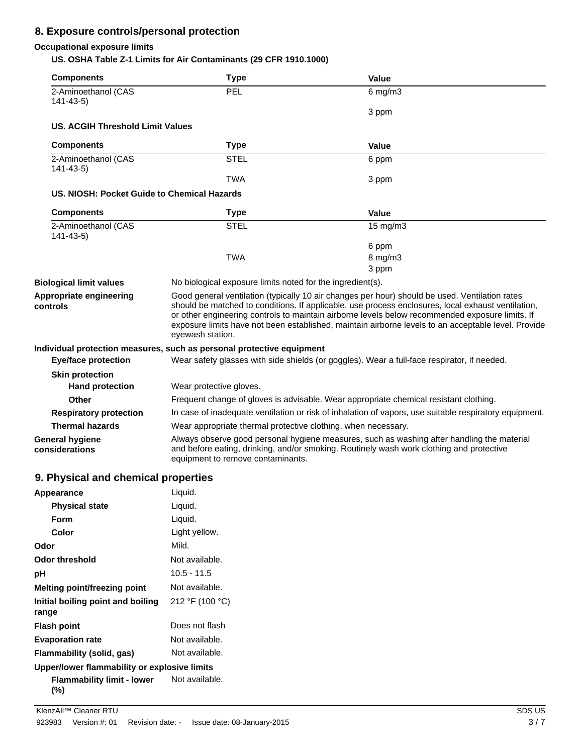## 8. Exposure controls/personal protection

### Occupational exposure limits

**US. OSHA Table Z-1 Limits for Air Contaminants (29 CFR 1910.1000)**

| Components | Type | Value |
|---|---|---|
| 2-Aminoethanol (CAS 141-43-5) | PEL | 6 mg/m3 |
| | | 3 ppm |

**US. ACGIH Threshold Limit Values**

| Components | Type | Value |
|---|---|---|
| 2-Aminoethanol (CAS 141-43-5) | STEL | 6 ppm |
| | TWA | 3 ppm |

**US. NIOSH: Pocket Guide to Chemical Hazards**

| Components | Type | Value |
|---|---|---|
| 2-Aminoethanol (CAS 141-43-5) | STEL | 15 mg/m3 |
| | | 6 ppm |
| | TWA | 8 mg/m3 |
| | | 3 ppm |

**Biological limit values** No biological exposure limits noted for the ingredient(s).

**Appropriate engineering controls** Good general ventilation (typically 10 air changes per hour) should be used. Ventilation rates should be matched to conditions. If applicable, use process enclosures, local exhaust ventilation, or other engineering controls to maintain airborne levels below recommended exposure limits. If exposure limits have not been established, maintain airborne levels to an acceptable level. Provide eyewash station.

**Individual protection measures, such as personal protective equipment**

**Eye/face protection** Wear safety glasses with side shields (or goggles). Wear a full-face respirator, if needed.

**Skin protection**

**Hand protection** Wear protective gloves.

**Other** Frequent change of gloves is advisable. Wear appropriate chemical resistant clothing.

**Respiratory protection** In case of inadequate ventilation or risk of inhalation of vapors, use suitable respiratory equipment.

**Thermal hazards** Wear appropriate thermal protective clothing, when necessary.

**General hygiene considerations** Always observe good personal hygiene measures, such as washing after handling the material and before eating, drinking, and/or smoking. Routinely wash work clothing and protective equipment to remove contaminants.

## 9. Physical and chemical properties

**Appearance** Liquid.

**Physical state** Liquid.

**Form** Liquid.

**Color** Light yellow.

**Odor** Mild.

**Odor threshold** Not available.

**pH** 10.5 - 11.5

**Melting point/freezing point** Not available.

**Initial boiling point and boiling range** 212 °F (100 °C)

**Flash point** Does not flash

**Evaporation rate** Not available.

**Flammability (solid, gas)** Not available.

**Upper/lower flammability or explosive limits**

**Flammability limit - lower (%)** Not available.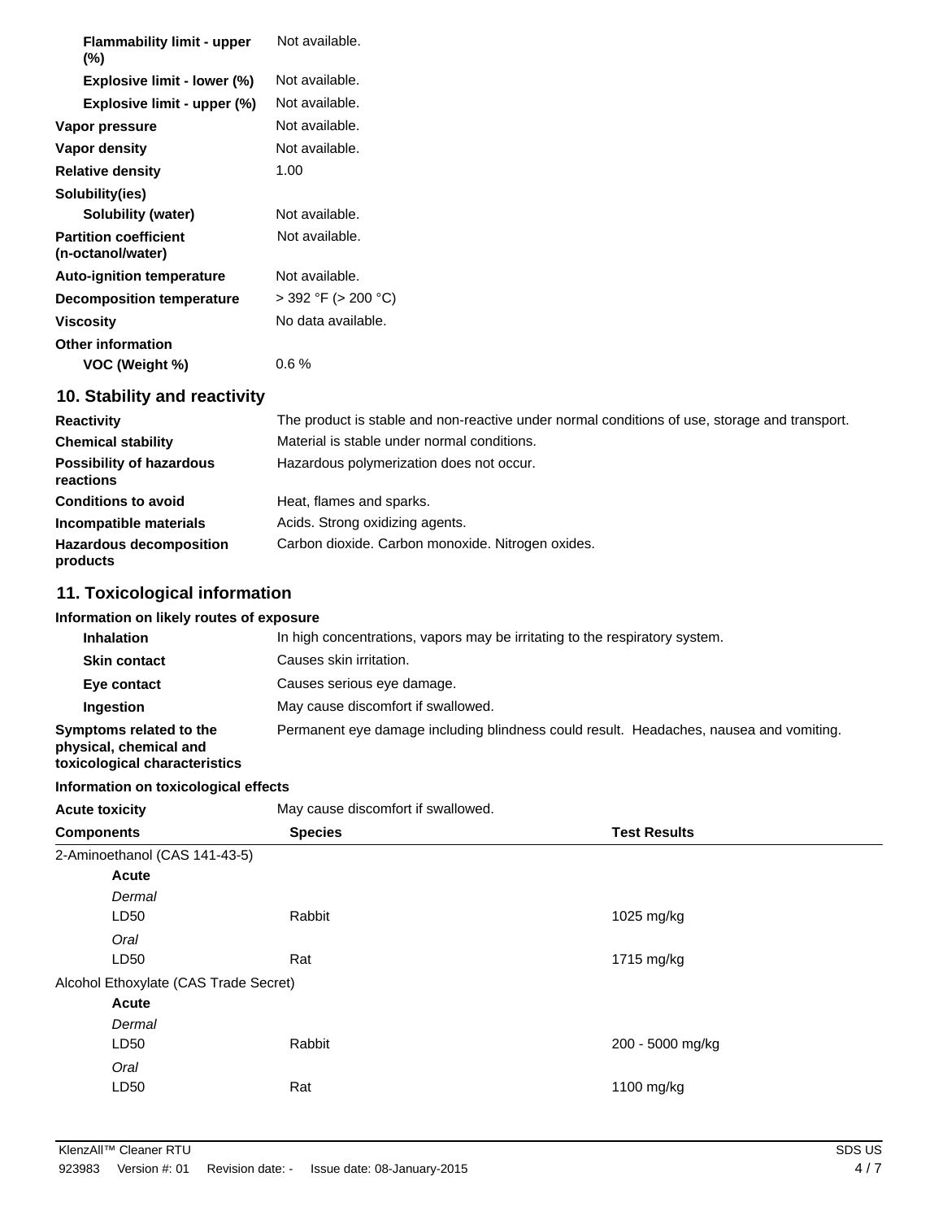| | |
|---|---|
| **Flammability limit - upper (%)** | Not available. |
| **Explosive limit - lower (%)** | Not available. |
| **Explosive limit - upper (%)** | Not available. |
| **Vapor pressure** | Not available. |
| **Vapor density** | Not available. |
| **Relative density** | 1.00 |
| **Solubility(ies)** | |
| **Solubility (water)** | Not available. |
| **Partition coefficient (n-octanol/water)** | Not available. |
| **Auto-ignition temperature** | Not available. |
| **Decomposition temperature** | > 392 °F (> 200 °C) |
| **Viscosity** | No data available. |
| **Other information** | |
| **VOC (Weight %)** | 0.6 % |

## 10. Stability and reactivity

| | |
|---|---|
| **Reactivity** | The product is stable and non-reactive under normal conditions of use, storage and transport. |
| **Chemical stability** | Material is stable under normal conditions. |
| **Possibility of hazardous reactions** | Hazardous polymerization does not occur. |
| **Conditions to avoid** | Heat, flames and sparks. |
| **Incompatible materials** | Acids. Strong oxidizing agents. |
| **Hazardous decomposition products** | Carbon dioxide. Carbon monoxide. Nitrogen oxides. |

## 11. Toxicological information

**Information on likely routes of exposure**

| | |
|---|---|
| **Inhalation** | In high concentrations, vapors may be irritating to the respiratory system. |
| **Skin contact** | Causes skin irritation. |
| **Eye contact** | Causes serious eye damage. |
| **Ingestion** | May cause discomfort if swallowed. |
| **Symptoms related to the physical, chemical and toxicological characteristics** | Permanent eye damage including blindness could result. Headaches, nausea and vomiting. |

**Information on toxicological effects**

**Acute toxicity** May cause discomfort if swallowed.

| Components | Species | Test Results |
|---|---|---|
| 2-Aminoethanol (CAS 141-43-5) | | |
| **Acute** | | |
| *Dermal* | | |
| LD50 | Rabbit | 1025 mg/kg |
| *Oral* | | |
| LD50 | Rat | 1715 mg/kg |
| Alcohol Ethoxylate (CAS Trade Secret) | | |
| **Acute** | | |
| *Dermal* | | |
| LD50 | Rabbit | 200 - 5000 mg/kg |
| *Oral* | | |
| LD50 | Rat | 1100 mg/kg |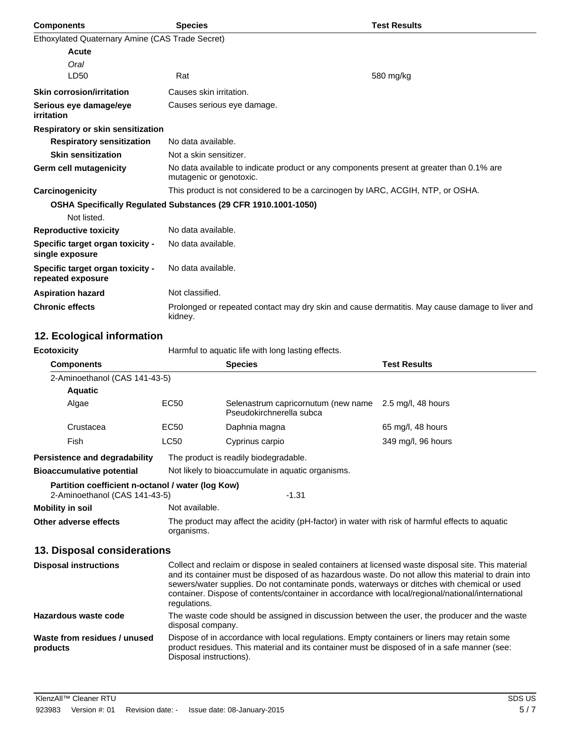| Components | Species | Test Results |
|---|---|---|
| Ethoxylated Quaternary Amine (CAS Trade Secret) | | |
| **Acute** | | |
| *Oral* | | |
| LD50 | Rat | 580 mg/kg |

**Skin corrosion/irritation** Causes skin irritation.

**Serious eye damage/eye irritation** Causes serious eye damage.

**Respiratory or skin sensitization**

**Respiratory sensitization** No data available.

**Skin sensitization** Not a skin sensitizer.

**Germ cell mutagenicity** No data available to indicate product or any components present at greater than 0.1% are mutagenic or genotoxic.

**Carcinogenicity** This product is not considered to be a carcinogen by IARC, ACGIH, NTP, or OSHA.

**OSHA Specifically Regulated Substances (29 CFR 1910.1001-1050)**

Not listed.

**Reproductive toxicity** No data available.

**Specific target organ toxicity - single exposure** No data available.

**Specific target organ toxicity - repeated exposure** No data available.

**Aspiration hazard** Not classified.

**Chronic effects** Prolonged or repeated contact may dry skin and cause dermatitis. May cause damage to liver and kidney.

## 12. Ecological information

**Ecotoxicity** Harmful to aquatic life with long lasting effects.

| Components | | Species | Test Results |
|---|---|---|---|
| 2-Aminoethanol (CAS 141-43-5) | | | |
| **Aquatic** | | | |
| Algae | EC50 | Selenastrum capricornutum (new name Pseudokirchnerella subca | 2.5 mg/l, 48 hours |
| Crustacea | EC50 | Daphnia magna | 65 mg/l, 48 hours |
| Fish | LC50 | Cyprinus carpio | 349 mg/l, 96 hours |

**Persistence and degradability** The product is readily biodegradable.

**Bioaccumulative potential** Not likely to bioaccumulate in aquatic organisms.

**Partition coefficient n-octanol / water (log Kow)**

2-Aminoethanol (CAS 141-43-5) -1.31

**Mobility in soil** Not available.

**Other adverse effects** The product may affect the acidity (pH-factor) in water with risk of harmful effects to aquatic organisms.

## 13. Disposal considerations

**Disposal instructions** Collect and reclaim or dispose in sealed containers at licensed waste disposal site. This material and its container must be disposed of as hazardous waste. Do not allow this material to drain into sewers/water supplies. Do not contaminate ponds, waterways or ditches with chemical or used container. Dispose of contents/container in accordance with local/regional/national/international regulations.

**Hazardous waste code** The waste code should be assigned in discussion between the user, the producer and the waste disposal company.

**Waste from residues / unused products** Dispose of in accordance with local regulations. Empty containers or liners may retain some product residues. This material and its container must be disposed of in a safe manner (see: Disposal instructions).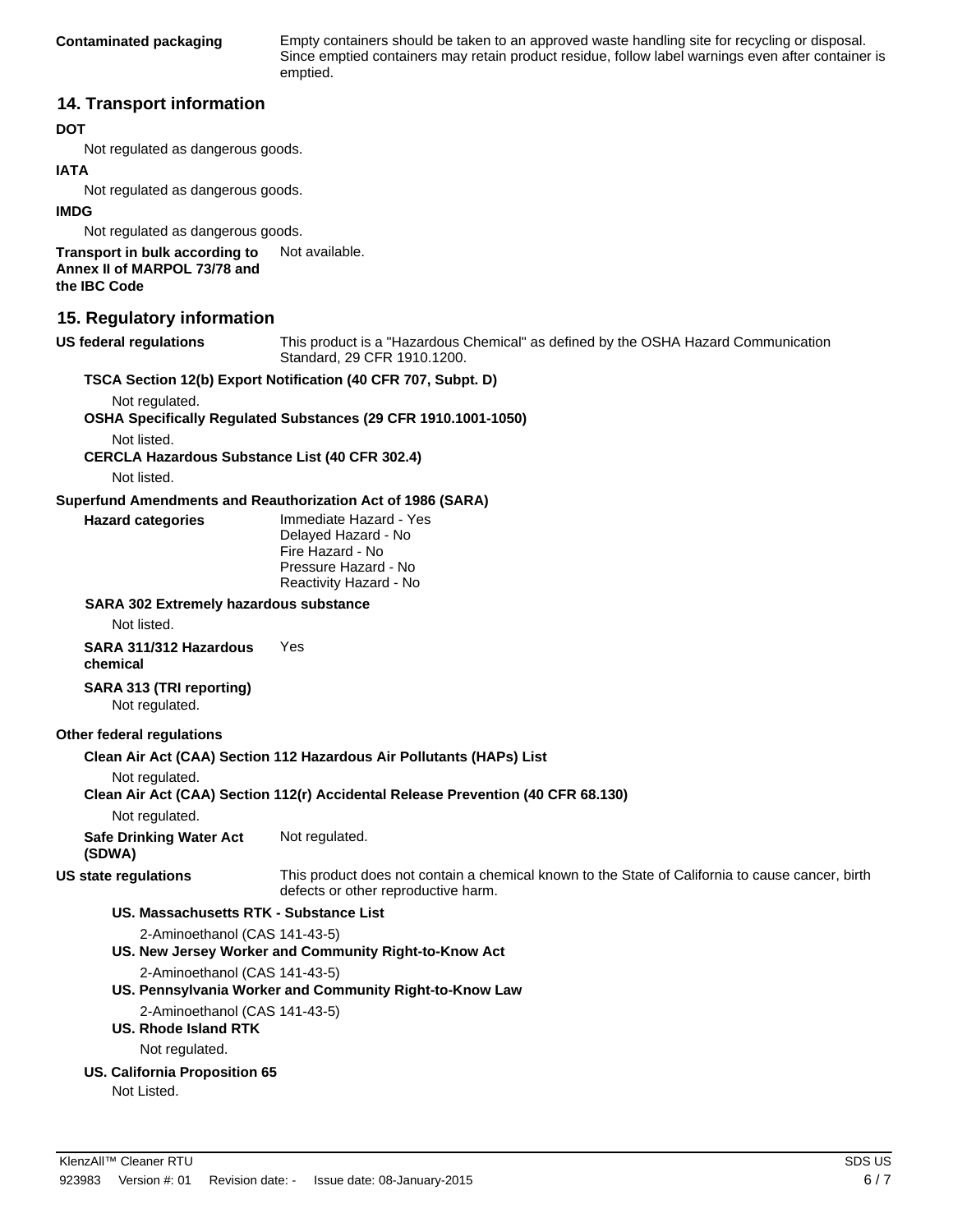**Contaminated packaging** Empty containers should be taken to an approved waste handling site for recycling or disposal. Since emptied containers may retain product residue, follow label warnings even after container is emptied.

## 14. Transport information

**DOT**

Not regulated as dangerous goods.

**IATA**

Not regulated as dangerous goods.

**IMDG**

Not regulated as dangerous goods.

**Transport in bulk according to Annex II of MARPOL 73/78 and the IBC Code** Not available.

## 15. Regulatory information

**US federal regulations** This product is a "Hazardous Chemical" as defined by the OSHA Hazard Communication Standard, 29 CFR 1910.1200.

**TSCA Section 12(b) Export Notification (40 CFR 707, Subpt. D)**

Not regulated.

**OSHA Specifically Regulated Substances (29 CFR 1910.1001-1050)**

Not listed.

**CERCLA Hazardous Substance List (40 CFR 302.4)**

Not listed.

**Superfund Amendments and Reauthorization Act of 1986 (SARA)**

**Hazard categories**

Immediate Hazard - Yes
Delayed Hazard - No
Fire Hazard - No
Pressure Hazard - No
Reactivity Hazard - No

**SARA 302 Extremely hazardous substance**

Not listed.

**SARA 311/312 Hazardous chemical** Yes

**SARA 313 (TRI reporting)**

Not regulated.

**Other federal regulations**

**Clean Air Act (CAA) Section 112 Hazardous Air Pollutants (HAPs) List**

Not regulated.

**Clean Air Act (CAA) Section 112(r) Accidental Release Prevention (40 CFR 68.130)**

Not regulated.

**Safe Drinking Water Act (SDWA)** Not regulated.

**US state regulations** This product does not contain a chemical known to the State of California to cause cancer, birth defects or other reproductive harm.

**US. Massachusetts RTK - Substance List**

2-Aminoethanol (CAS 141-43-5)

**US. New Jersey Worker and Community Right-to-Know Act**

2-Aminoethanol (CAS 141-43-5)

**US. Pennsylvania Worker and Community Right-to-Know Law**

2-Aminoethanol (CAS 141-43-5)

**US. Rhode Island RTK**

Not regulated.

**US. California Proposition 65**

Not Listed.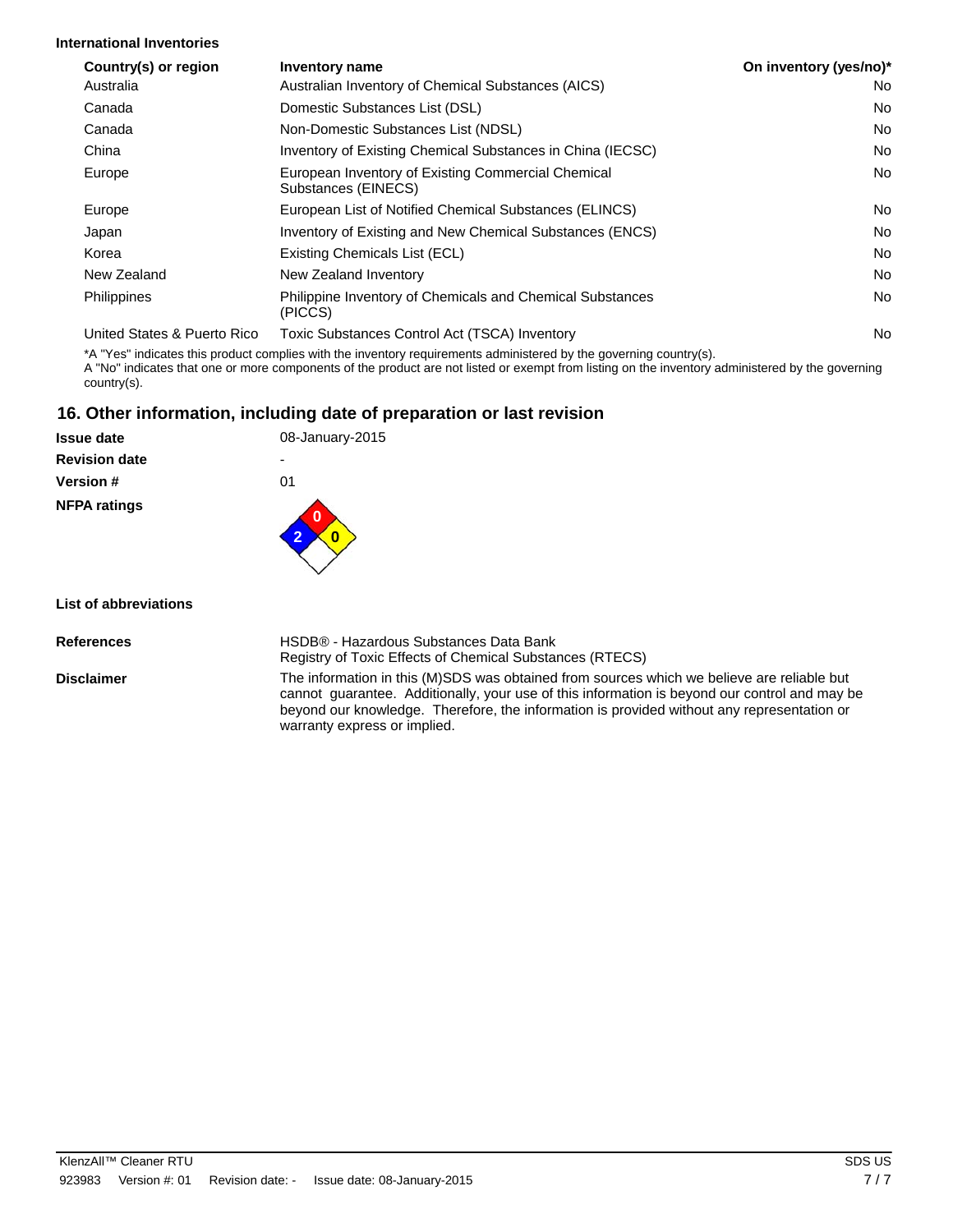**International Inventories**

| Country(s) or region | Inventory name | On inventory (yes/no)* |
| --- | --- | --- |
| Australia | Australian Inventory of Chemical Substances (AICS) | No |
| Canada | Domestic Substances List (DSL) | No |
| Canada | Non-Domestic Substances List (NDSL) | No |
| China | Inventory of Existing Chemical Substances in China (IECSC) | No |
| Europe | European Inventory of Existing Commercial Chemical Substances (EINECS) | No |
| Europe | European List of Notified Chemical Substances (ELINCS) | No |
| Japan | Inventory of Existing and New Chemical Substances (ENCS) | No |
| Korea | Existing Chemicals List (ECL) | No |
| New Zealand | New Zealand Inventory | No |
| Philippines | Philippine Inventory of Chemicals and Chemical Substances (PICCS) | No |
| United States & Puerto Rico | Toxic Substances Control Act (TSCA) Inventory | No |

*A "Yes" indicates this product complies with the inventory requirements administered by the governing country(s).
A "No" indicates that one or more components of the product are not listed or exempt from listing on the inventory administered by the governing country(s).

## 16. Other information, including date of preparation or last revision

**Issue date** 08-January-2015

**Revision date** -

**Version #** 01

**NFPA ratings**

Health: 2, Flammability: 0, Instability: 0

**List of abbreviations**

**References** HSDB® - Hazardous Substances Data Bank
Registry of Toxic Effects of Chemical Substances (RTECS)

**Disclaimer** The information in this (M)SDS was obtained from sources which we believe are reliable but cannot guarantee. Additionally, your use of this information is beyond our control and may be beyond our knowledge. Therefore, the information is provided without any representation or warranty express or implied.